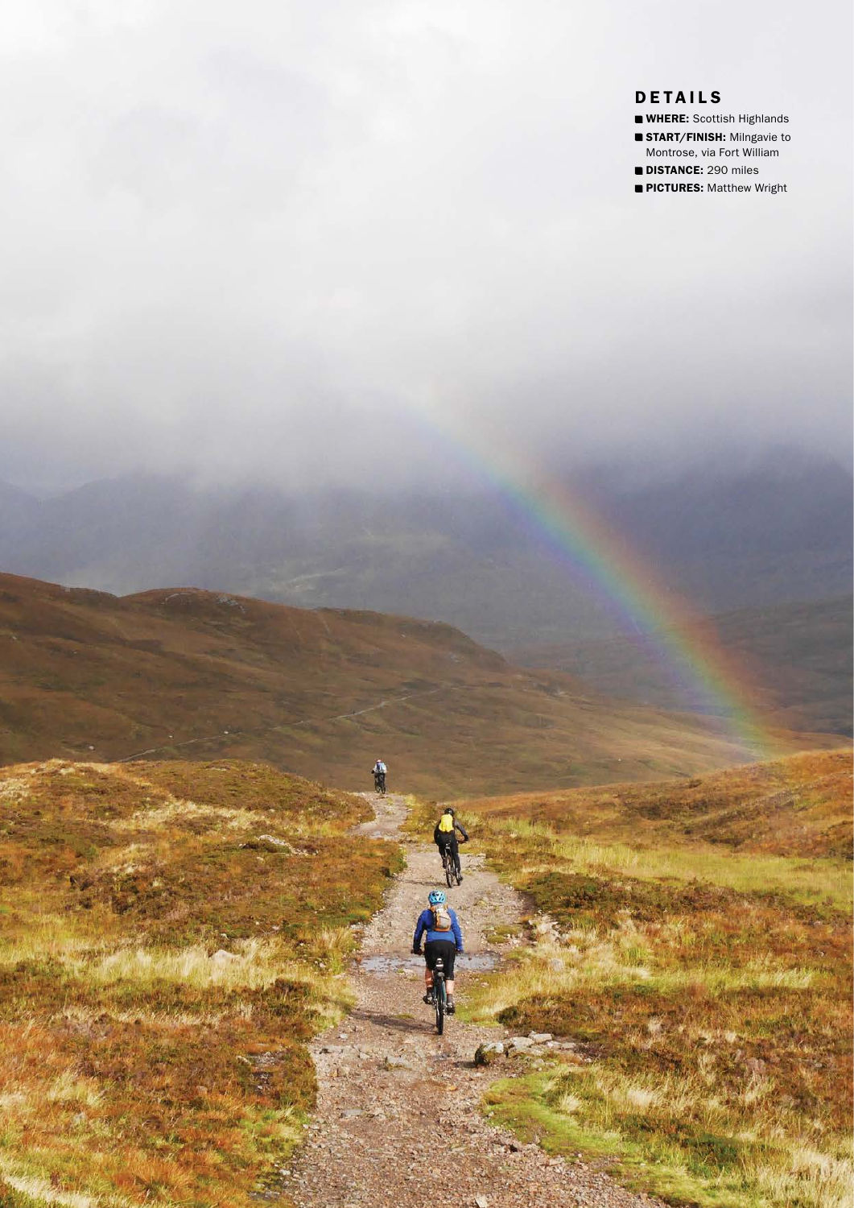## DETAILS

- **WHERE:** Scottish Highlands
- **START/FINISH:** Milngavie to Montrose, via Fort William
- **DISTANCE:** 290 miles
- **PICTURES:** Matthew Wright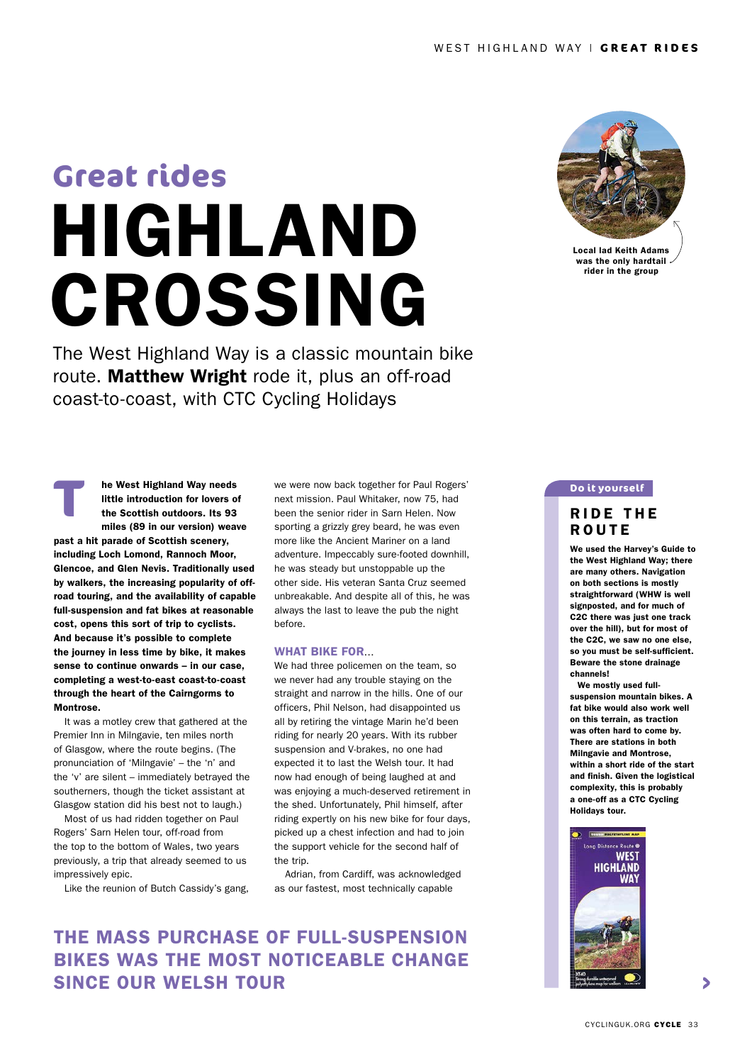Great rides

# HIGHLAND CROSSING

The West Highland Way is a classic mountain bike route. **Matthew Wright** rode it, plus an off-road coast-to-coast, with CTC Cycling Holidays

Local lad Keith Adams was the only hardtail rider in the group

**The West Highland Way needs little introduction for lovers of the Scottish outdoors. Its 93 miles (89 in our version) weave past a hit parade of Scottish scenery, including Loch Lomond, Rannoch Moor, Glencoe, and Glen Nevis. Traditionally used by walkers, the increasing popularity of off-road touring, and the availability of capable full-suspension and fat bikes at reasonable cost, opens this sort of trip to cyclists. And because it's possible to complete the journey in less time by bike, it makes sense to continue onwards – in our case, completing a west-to-east coast-to-coast through the heart of the Cairngorms to Montrose.**

It was a motley crew that gathered at the Premier Inn in Milngavie, ten miles north of Glasgow, where the route begins. (The pronunciation of 'Milngavie' – the 'n' and the 'v' are silent – immediately betrayed the southerners, though the ticket assistant at Glasgow station did his best not to laugh.)

Most of us had ridden together on Paul Rogers' Sarn Helen tour, off-road from the top to the bottom of Wales, two years previously, a trip that already seemed to us impressively epic.

Like the reunion of Butch Cassidy's gang, we were now back together for Paul Rogers' next mission. Paul Whitaker, now 75, had been the senior rider in Sarn Helen. Now sporting a grizzly grey beard, he was even more like the Ancient Mariner on a land adventure. Impeccably sure-footed downhill, he was steady but unstoppable up the other side. His veteran Santa Cruz seemed unbreakable. And despite all of this, he was always the last to leave the pub the night before.

### WHAT BIKE FOR...

We had three policemen on the team, so we never had any trouble staying on the straight and narrow in the hills. One of our officers, Phil Nelson, had disappointed us all by retiring the vintage Marin he'd been riding for nearly 20 years. With its rubber suspension and V-brakes, no one had expected it to last the Welsh tour. It had now had enough of being laughed at and was enjoying a much-deserved retirement in the shed. Unfortunately, Phil himself, after riding expertly on his new bike for four days, picked up a chest infection and had to join the support vehicle for the second half of the trip.

Adrian, from Cardiff, was acknowledged as our fastest, most technically capable

**THE MASS PURCHASE OF FULL-SUSPENSION BIKES WAS THE MOST NOTICEABLE CHANGE SINCE OUR WELSH TOUR**

Do it yourself

## RIDE THE ROUTE

**We used the Harvey's Guide to the West Highland Way; there are many others. Navigation on both sections is mostly straightforward (WHW is well signposted, and for much of C2C there was just one track over the hill), but for most of the C2C, we saw no one else, so you must be self-sufficient. Beware the stone drainage channels!**

**We mostly used full-suspension mountain bikes. A fat bike would also work well on this terrain, as traction was often hard to come by. There are stations in both Milngavie and Montrose, within a short ride of the start and finish. Given the logistical complexity, this is probably a one-off as a CTC Cycling Holidays tour.**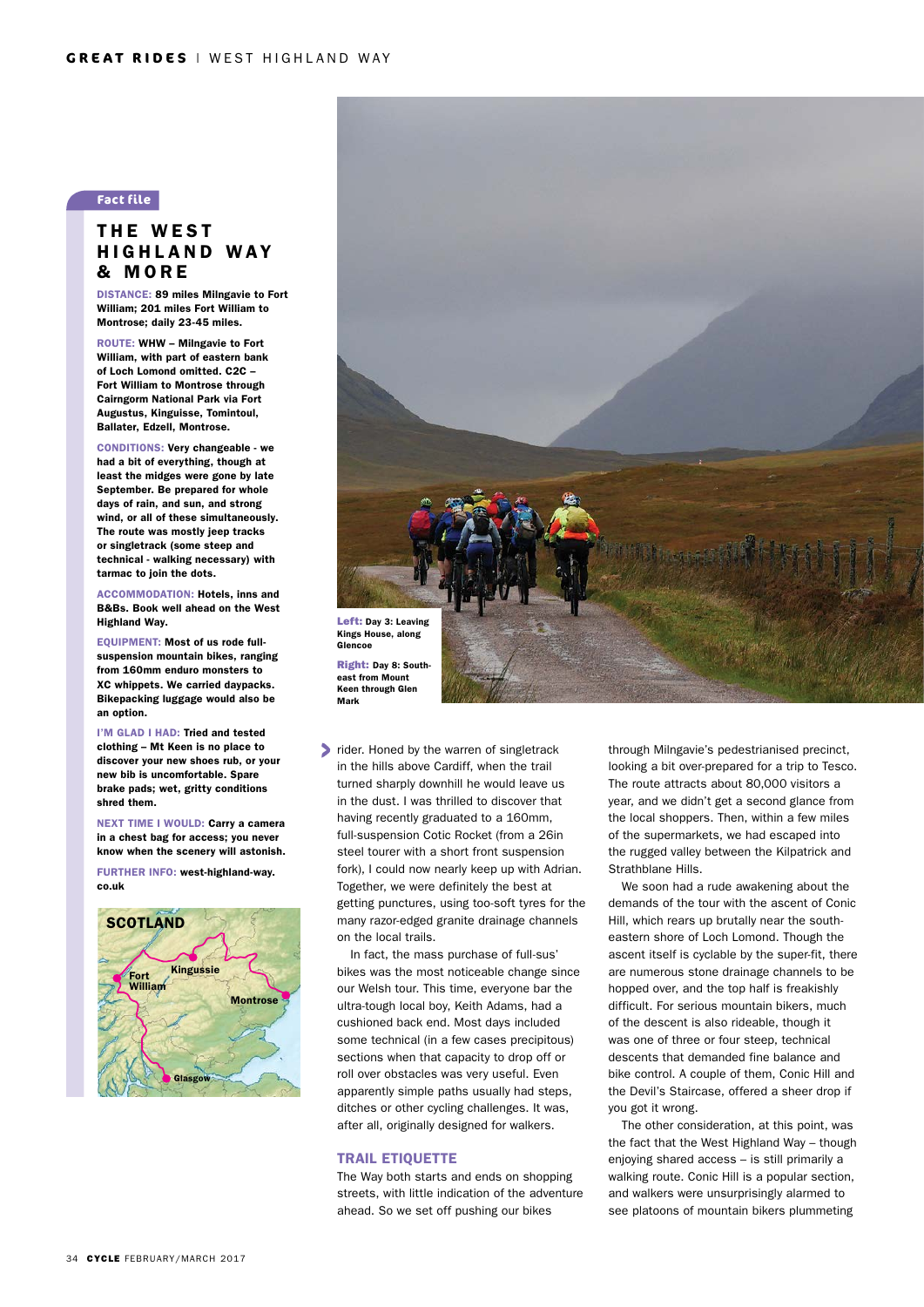Fact file

## THE WEST HIGHLAND WAY & MORE

**DISTANCE:** 89 miles Milngavie to Fort William; 201 miles Fort William to Montrose; daily 23-45 miles.

**ROUTE:** WHW – Milngavie to Fort William, with part of eastern bank of Loch Lomond omitted. C2C – Fort William to Montrose through Cairngorm National Park via Fort Augustus, Kinguisse, Tomintoul, Ballater, Edzell, Montrose.

**CONDITIONS:** Very changeable - we had a bit of everything, though at least the midges were gone by late September. Be prepared for whole days of rain, and sun, and strong wind, or all of these simultaneously. The route was mostly jeep tracks or singletrack (some steep and technical - walking necessary) with tarmac to join the dots.

**ACCOMMODATION:** Hotels, inns and B&Bs. Book well ahead on the West Highland Way.

**EQUIPMENT:** Most of us rode full-suspension mountain bikes, ranging from 160mm enduro monsters to XC whippets. We carried daypacks. Bikepacking luggage would also be an option.

**I'M GLAD I HAD:** Tried and tested clothing – Mt Keen is no place to discover your new shoes rub, or your new bib is uncomfortable. Spare brake pads; wet, gritty conditions shred them.

**NEXT TIME I WOULD:** Carry a camera in a chest bag for access; you never know when the scenery will astonish.

**FURTHER INFO:** west-highland-way.co.uk

SCOTLAND
Fort William
Kingussie
Montrose
Glasgow

**Left:** Day 3: Leaving Kings House, along Glencoe

**Right:** Day 8: South-east from Mount Keen through Glen Mark

rider. Honed by the warren of singletrack in the hills above Cardiff, when the trail turned sharply downhill he would leave us in the dust. I was thrilled to discover that having recently graduated to a 160mm, full-suspension Cotic Rocket (from a 26in steel tourer with a short front suspension fork), I could now nearly keep up with Adrian. Together, we were definitely the best at getting punctures, using too-soft tyres for the many razor-edged granite drainage channels on the local trails.

In fact, the mass purchase of full-sus' bikes was the most noticeable change since our Welsh tour. This time, everyone bar the ultra-tough local boy, Keith Adams, had a cushioned back end. Most days included some technical (in a few cases precipitous) sections when that capacity to drop off or roll over obstacles was very useful. Even apparently simple paths usually had steps, ditches or other cycling challenges. It was, after all, originally designed for walkers.

### TRAIL ETIQUETTE

The Way both starts and ends on shopping streets, with little indication of the adventure ahead. So we set off pushing our bikes through Milngavie's pedestrianised precinct, looking a bit over-prepared for a trip to Tesco. The route attracts about 80,000 visitors a year, and we didn't get a second glance from the local shoppers. Then, within a few miles of the supermarkets, we had escaped into the rugged valley between the Kilpatrick and Strathblane Hills.

We soon had a rude awakening about the demands of the tour with the ascent of Conic Hill, which rears up brutally near the south-eastern shore of Loch Lomond. Though the ascent itself is cyclable by the super-fit, there are numerous stone drainage channels to be hopped over, and the top half is freakishly difficult. For serious mountain bikers, much of the descent is also rideable, though it was one of three or four steep, technical descents that demanded fine balance and bike control. A couple of them, Conic Hill and the Devil's Staircase, offered a sheer drop if you got it wrong.

The other consideration, at this point, was the fact that the West Highland Way – though enjoying shared access – is still primarily a walking route. Conic Hill is a popular section, and walkers were unsurprisingly alarmed to see platoons of mountain bikers plummeting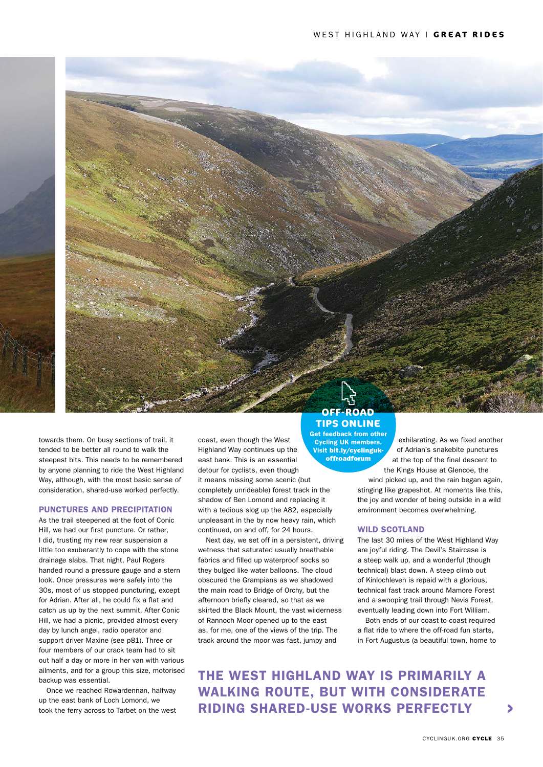towards them. On busy sections of trail, it tended to be better all round to walk the steepest bits. This needs to be remembered by anyone planning to ride the West Highland Way, although, with the most basic sense of consideration, shared-use worked perfectly.

### PUNCTURES AND PRECIPITATION

As the trail steepened at the foot of Conic Hill, we had our first puncture. Or rather, I did, trusting my new rear suspension a little too exuberantly to cope with the stone drainage slabs. That night, Paul Rogers handed round a pressure gauge and a stern look. Once pressures were safely into the 30s, most of us stopped puncturing, except for Adrian. After all, he could fix a flat and catch us up by the next summit. After Conic Hill, we had a picnic, provided almost every day by lunch angel, radio operator and support driver Maxine (see p81). Three or four members of our crack team had to sit out half a day or more in her van with various ailments, and for a group this size, motorised backup was essential.

Once we reached Rowardennan, halfway up the east bank of Loch Lomond, we took the ferry across to Tarbet on the west coast, even though the West Highland Way continues up the east bank. This is an essential detour for cyclists, even though it means missing some scenic (but completely unrideable) forest track in the shadow of Ben Lomond and replacing it with a tedious slog up the A82, especially unpleasant in the by now heavy rain, which continued, on and off, for 24 hours.

Next day, we set off in a persistent, driving wetness that saturated usually breathable fabrics and filled up waterproof socks so they bulged like water balloons. The cloud obscured the Grampians as we shadowed the main road to Bridge of Orchy, but the afternoon briefly cleared, so that as we skirted the Black Mount, the vast wilderness of Rannoch Moor opened up to the east as, for me, one of the views of the trip. The track around the moor was fast, jumpy and exhilarating. As we fixed another of Adrian's snakebite punctures at the top of the final descent to the Kings House at Glencoe, the wind picked up, and the rain began again, stinging like grapeshot. At moments like this, the joy and wonder of being outside in a wild environment becomes overwhelming.

### WILD SCOTLAND

The last 30 miles of the West Highland Way are joyful riding. The Devil's Staircase is a steep walk up, and a wonderful (though technical) blast down. A steep climb out of Kinlochleven is repaid with a glorious, technical fast track around Mamore Forest and a swooping trail through Nevis Forest, eventually leading down into Fort William.

Both ends of our coast-to-coast required a flat ride to where the off-road fun starts, in Fort Augustus (a beautiful town, home to

**OFF-ROAD TIPS ONLINE**
Get feedback from other Cycling UK members. Visit bit.ly/cyclinguk-offroadforum

**THE WEST HIGHLAND WAY IS PRIMARILY A WALKING ROUTE, BUT WITH CONSIDERATE RIDING SHARED-USE WORKS PERFECTLY**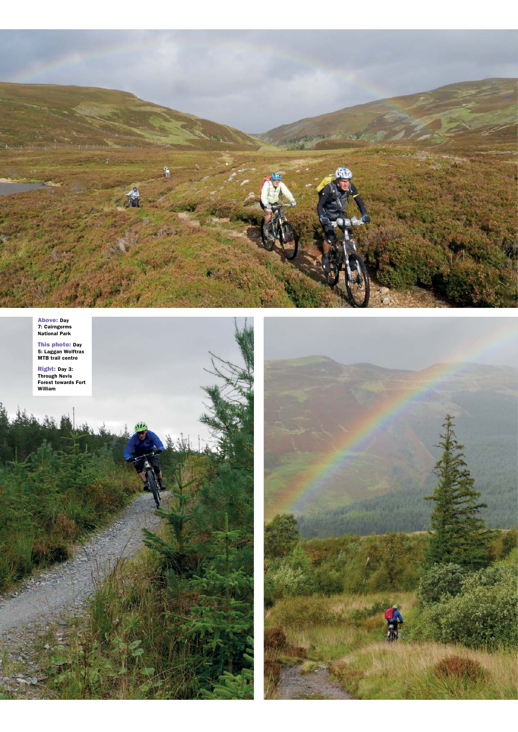**Above:** Day 7: Cairngorms National Park

**This photo:** Day 5: Laggan Wolftrax MTB trail centre

**Right:** Day 3: Through Nevis Forest towards Fort William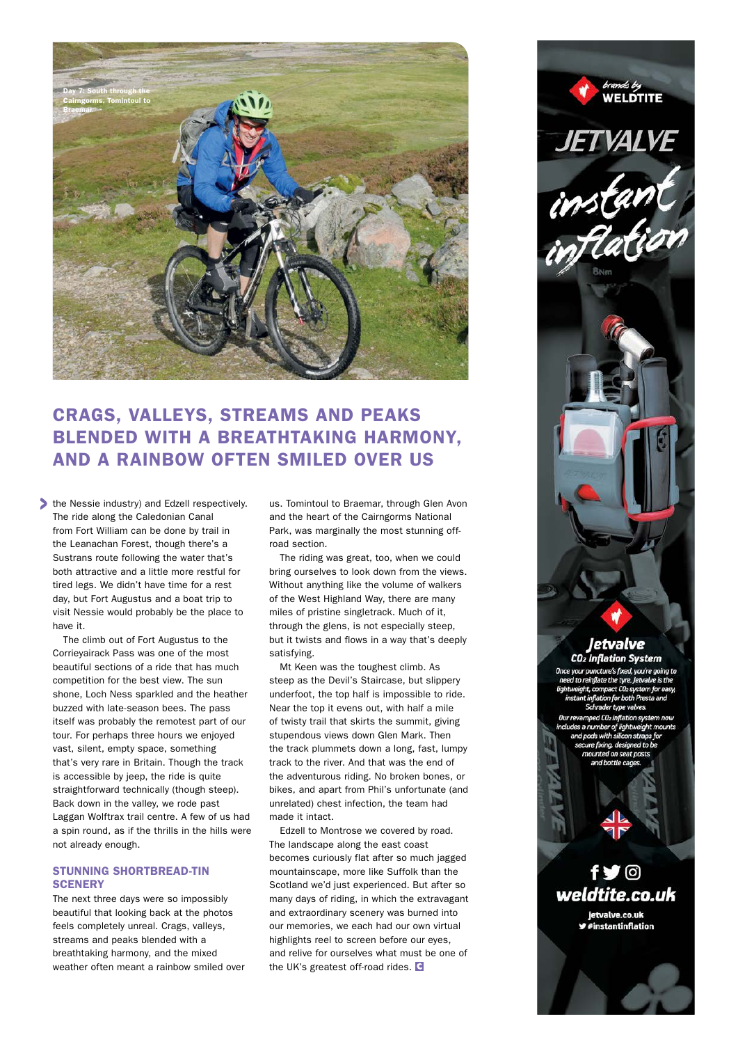Day 7: South through the Cairngorms, Tomintoul to Braemar

## CRAGS, VALLEYS, STREAMS AND PEAKS BLENDED WITH A BREATHTAKING HARMONY, AND A RAINBOW OFTEN SMILED OVER US

the Nessie industry) and Edzell respectively. The ride along the Caledonian Canal from Fort William can be done by trail in the Leanachan Forest, though there's a Sustrans route following the water that's both attractive and a little more restful for tired legs. We didn't have time for a rest day, but Fort Augustus and a boat trip to visit Nessie would probably be the place to have it.

The climb out of Fort Augustus to the Corrieyairack Pass was one of the most beautiful sections of a ride that has much competition for the best view. The sun shone, Loch Ness sparkled and the heather buzzed with late-season bees. The pass itself was probably the remotest part of our tour. For perhaps three hours we enjoyed vast, silent, empty space, something that's very rare in Britain. Though the track is accessible by jeep, the ride is quite straightforward technically (though steep). Back down in the valley, we rode past Laggan Wolftrax trail centre. A few of us had a spin round, as if the thrills in the hills were not already enough.

### STUNNING SHORTBREAD-TIN SCENERY

The next three days were so impossibly beautiful that looking back at the photos feels completely unreal. Crags, valleys, streams and peaks blended with a breathtaking harmony, and the mixed weather often meant a rainbow smiled over us. Tomintoul to Braemar, through Glen Avon and the heart of the Cairngorms National Park, was marginally the most stunning off-road section.

The riding was great, too, when we could bring ourselves to look down from the views. Without anything like the volume of walkers of the West Highland Way, there are many miles of pristine singletrack. Much of it, through the glens, is not especially steep, but it twists and flows in a way that's deeply satisfying.

Mt Keen was the toughest climb. As steep as the Devil's Staircase, but slippery underfoot, the top half is impossible to ride. Near the top it evens out, with half a mile of twisty trail that skirts the summit, giving stupendous views down Glen Mark. Then the track plummets down a long, fast, lumpy track to the river. And that was the end of the adventurous riding. No broken bones, or bikes, and apart from Phil's unfortunate (and unrelated) chest infection, the team had made it intact.

Edzell to Montrose we covered by road. The landscape along the east coast becomes curiously flat after so much jagged mountainscape, more like Suffolk than the Scotland we'd just experienced. But after so many days of riding, in which the extravagant and extraordinary scenery was burned into our memories, we each had our own virtual highlights reel to screen before our eyes, and relive for ourselves what must be one of the UK's greatest off-road rides.

brands by WELDTITE

JETVALVE

instant inflation

**Jetvalve**

*CO2 Inflation System*

*Once your puncture's fixed, you're going to need to reinflate the tyre. Jetvalve is the lightweight, compact CO2 system for easy, instant inflation for both Presta and Schrader type valves.*

*Our revamped CO2 inflation system now includes a number of lightweight mounts and pods with silicon straps for secure fixing, designed to be mounted on seat posts and bottle cages.*

weldtite.co.uk

jetvalve.co.uk

#instantinflation